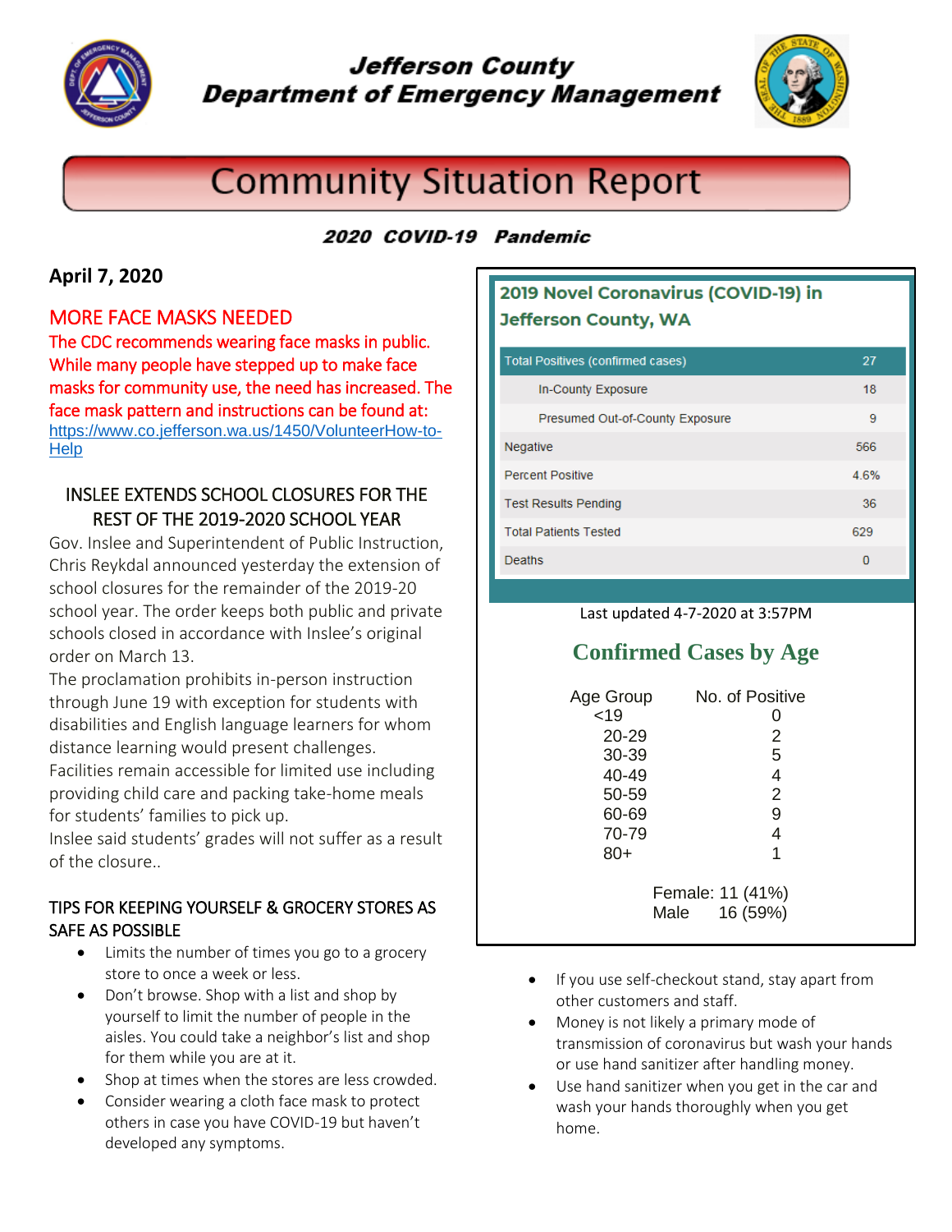# Jefferson County Department of Emergency Management

# Community Situation Report

**2020 COVID-19 Pandemic**

## April 7, 2020

### MORE FACE MASKS NEEDED

The CDC recommends wearing face masks in public. While many people have stepped up to make face masks for community use, the need has increased. The face mask pattern and instructions can be found at: https://www.co.jefferson.wa.us/1450/VolunteerHow-to-Help

### INSLEE EXTENDS SCHOOL CLOSURES FOR THE REST OF THE 2019-2020 SCHOOL YEAR

Gov. Inslee and Superintendent of Public Instruction, Chris Reykdal announced yesterday the extension of school closures for the remainder of the 2019-20 school year. The order keeps both public and private schools closed in accordance with Inslee's original order on March 13.

The proclamation prohibits in-person instruction through June 19 with exception for students with disabilities and English language learners for whom distance learning would present challenges.

Facilities remain accessible for limited use including providing child care and packing take-home meals for students' families to pick up.

Inslee said students' grades will not suffer as a result of the closure..

### TIPS FOR KEEPING YOURSELF & GROCERY STORES AS SAFE AS POSSIBLE

- Limits the number of times you go to a grocery store to once a week or less.
- Don't browse. Shop with a list and shop by yourself to limit the number of people in the aisles. You could take a neighbor's list and shop for them while you are at it.
- Shop at times when the stores are less crowded.
- Consider wearing a cloth face mask to protect others in case you have COVID-19 but haven't developed any symptoms.
- If you use self-checkout stand, stay apart from other customers and staff.
- Money is not likely a primary mode of transmission of coronavirus but wash your hands or use hand sanitizer after handling money.
- Use hand sanitizer when you get in the car and wash your hands thoroughly when you get home.

### 2019 Novel Coronavirus (COVID-19) in Jefferson County, WA

| Total Positives (confirmed cases) | 27 |
|---|---|
| In-County Exposure | 18 |
| Presumed Out-of-County Exposure | 9 |
| Negative | 566 |
| Percent Positive | 4.6% |
| Test Results Pending | 36 |
| Total Patients Tested | 629 |
| Deaths | 0 |

Last updated 4-7-2020 at 3:57PM

### Confirmed Cases by Age

| Age Group | No. of Positive |
|---|---|
| <19 | 0 |
| 20-29 | 2 |
| 30-39 | 5 |
| 40-49 | 4 |
| 50-59 | 2 |
| 60-69 | 9 |
| 70-79 | 4 |
| 80+ | 1 |

Female: 11 (41%)
Male 16 (59%)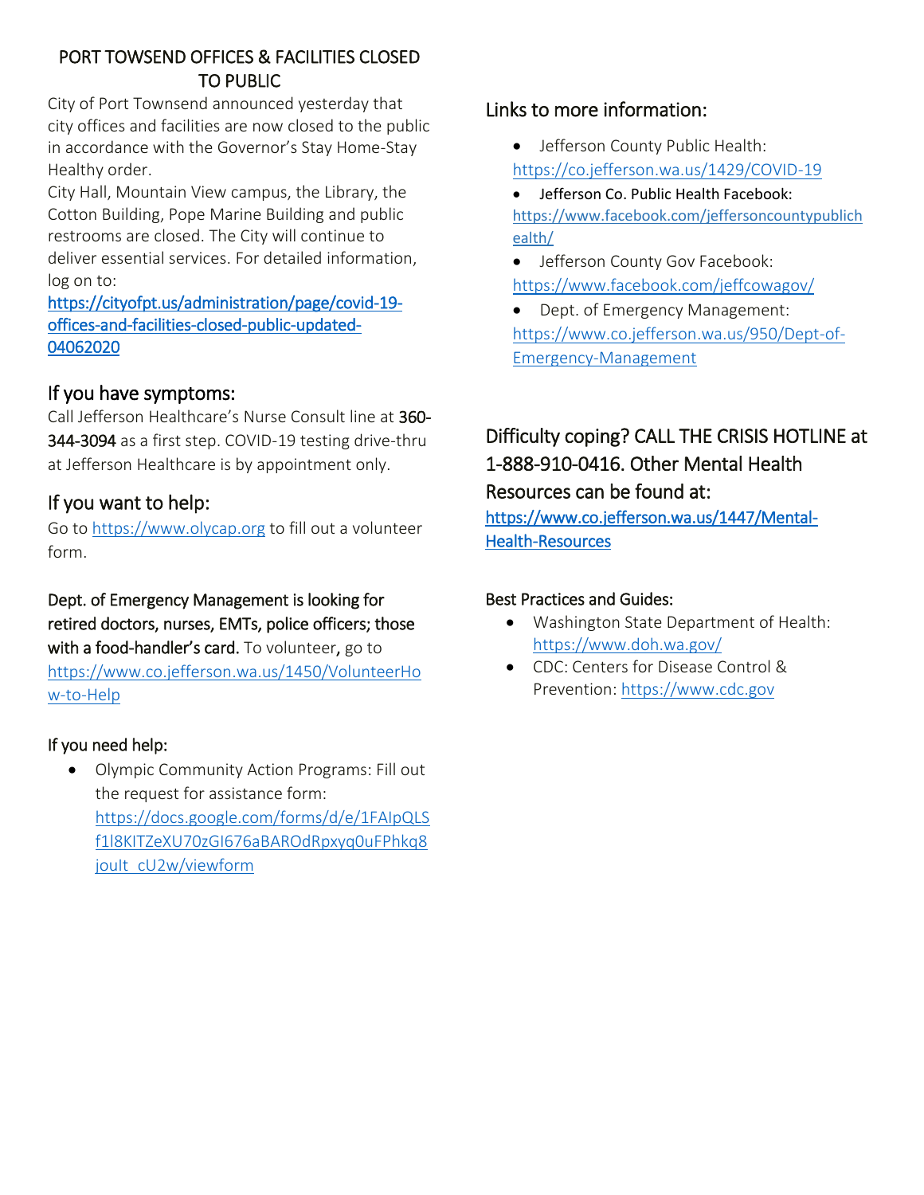## PORT TOWSEND OFFICES & FACILITIES CLOSED TO PUBLIC

City of Port Townsend announced yesterday that city offices and facilities are now closed to the public in accordance with the Governor's Stay Home-Stay Healthy order.

City Hall, Mountain View campus, the Library, the Cotton Building, Pope Marine Building and public restrooms are closed. The City will continue to deliver essential services. For detailed information, log on to:

https://cityofpt.us/administration/page/covid-19-offices-and-facilities-closed-public-updated-04062020

### If you have symptoms:

Call Jefferson Healthcare's Nurse Consult line at **360-344-3094** as a first step. COVID-19 testing drive-thru at Jefferson Healthcare is by appointment only.

### If you want to help:

Go to https://www.olycap.org to fill out a volunteer form.

**Dept. of Emergency Management is looking for retired doctors, nurses, EMTs, police officers; those with a food-handler's card.** To volunteer, go to https://www.co.jefferson.wa.us/1450/VolunteerHow-to-Help

### If you need help:

- Olympic Community Action Programs: Fill out the request for assistance form: https://docs.google.com/forms/d/e/1FAIpQLSf1l8KITZeXU70zGI676aBARODdRpxyq0uFPhkq8joult_cU2w/viewform

### Links to more information:

- Jefferson County Public Health: https://co.jefferson.wa.us/1429/COVID-19
- Jefferson Co. Public Health Facebook: https://www.facebook.com/jeffersoncountypublichealth/
- Jefferson County Gov Facebook: https://www.facebook.com/jeffcowagov/
- Dept. of Emergency Management: https://www.co.jefferson.wa.us/950/Dept-of-Emergency-Management

### Difficulty coping? CALL THE CRISIS HOTLINE at 1-888-910-0416. Other Mental Health Resources can be found at:

https://www.co.jefferson.wa.us/1447/Mental-Health-Resources

### Best Practices and Guides:

- Washington State Department of Health: https://www.doh.wa.gov/
- CDC: Centers for Disease Control & Prevention: https://www.cdc.gov